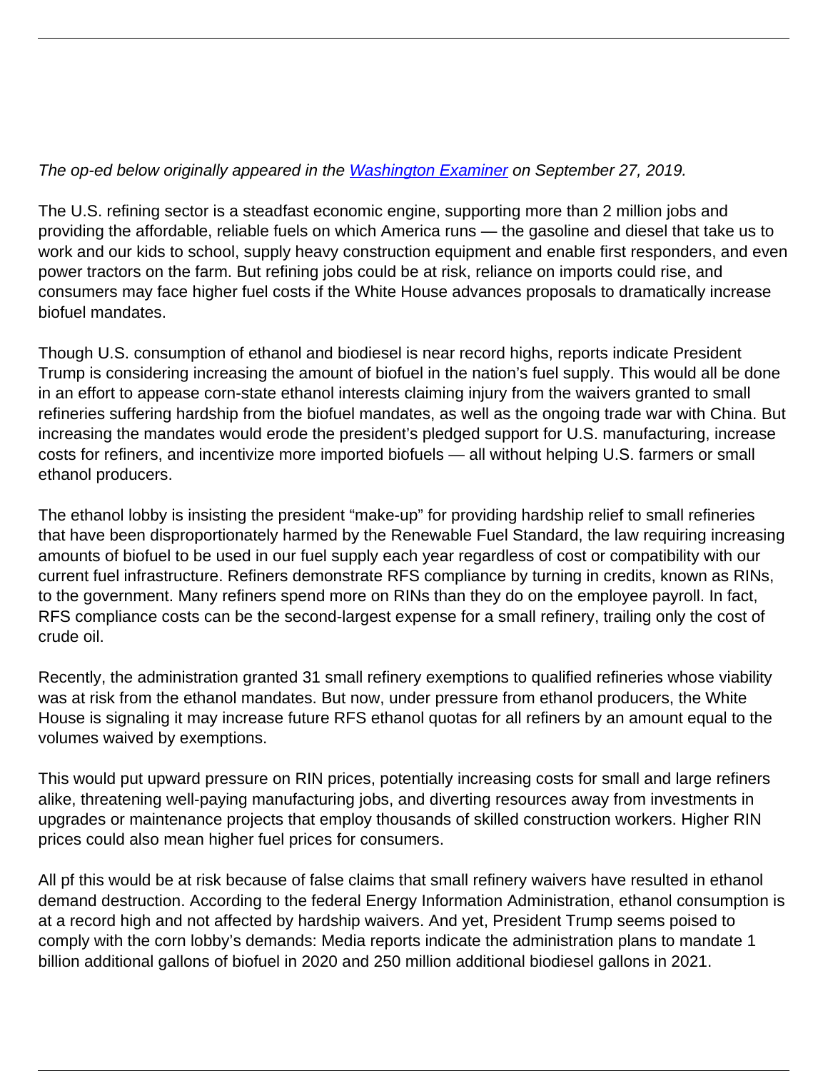*The op-ed below originally appeared in the [Washington Examiner]() on September 27, 2019.*

The U.S. refining sector is a steadfast economic engine, supporting more than 2 million jobs and providing the affordable, reliable fuels on which America runs — the gasoline and diesel that take us to work and our kids to school, supply heavy construction equipment and enable first responders, and even power tractors on the farm. But refining jobs could be at risk, reliance on imports could rise, and consumers may face higher fuel costs if the White House advances proposals to dramatically increase biofuel mandates.

Though U.S. consumption of ethanol and biodiesel is near record highs, reports indicate President Trump is considering increasing the amount of biofuel in the nation's fuel supply. This would all be done in an effort to appease corn-state ethanol interests claiming injury from the waivers granted to small refineries suffering hardship from the biofuel mandates, as well as the ongoing trade war with China. But increasing the mandates would erode the president's pledged support for U.S. manufacturing, increase costs for refiners, and incentivize more imported biofuels — all without helping U.S. farmers or small ethanol producers.

The ethanol lobby is insisting the president "make-up" for providing hardship relief to small refineries that have been disproportionately harmed by the Renewable Fuel Standard, the law requiring increasing amounts of biofuel to be used in our fuel supply each year regardless of cost or compatibility with our current fuel infrastructure. Refiners demonstrate RFS compliance by turning in credits, known as RINs, to the government. Many refiners spend more on RINs than they do on the employee payroll. In fact, RFS compliance costs can be the second-largest expense for a small refinery, trailing only the cost of crude oil.

Recently, the administration granted 31 small refinery exemptions to qualified refineries whose viability was at risk from the ethanol mandates. But now, under pressure from ethanol producers, the White House is signaling it may increase future RFS ethanol quotas for all refiners by an amount equal to the volumes waived by exemptions.

This would put upward pressure on RIN prices, potentially increasing costs for small and large refiners alike, threatening well-paying manufacturing jobs, and diverting resources away from investments in upgrades or maintenance projects that employ thousands of skilled construction workers. Higher RIN prices could also mean higher fuel prices for consumers.

All pf this would be at risk because of false claims that small refinery waivers have resulted in ethanol demand destruction. According to the federal Energy Information Administration, ethanol consumption is at a record high and not affected by hardship waivers. And yet, President Trump seems poised to comply with the corn lobby's demands: Media reports indicate the administration plans to mandate 1 billion additional gallons of biofuel in 2020 and 250 million additional biodiesel gallons in 2021.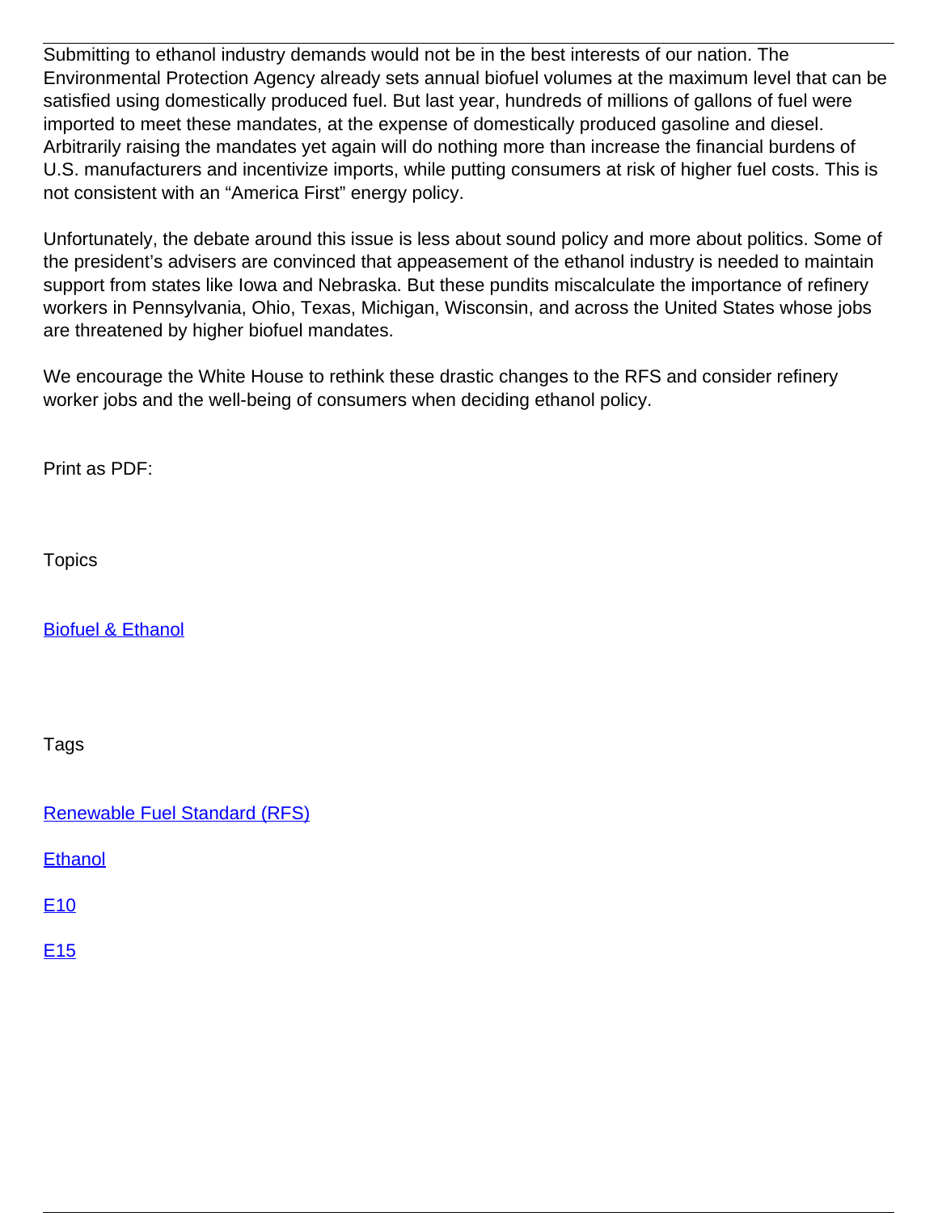Submitting to ethanol industry demands would not be in the best interests of our nation. The Environmental Protection Agency already sets annual biofuel volumes at the maximum level that can be satisfied using domestically produced fuel. But last year, hundreds of millions of gallons of fuel were imported to meet these mandates, at the expense of domestically produced gasoline and diesel. Arbitrarily raising the mandates yet again will do nothing more than increase the financial burdens of U.S. manufacturers and incentivize imports, while putting consumers at risk of higher fuel costs. This is not consistent with an "America First" energy policy.

Unfortunately, the debate around this issue is less about sound policy and more about politics. Some of the president's advisers are convinced that appeasement of the ethanol industry is needed to maintain support from states like Iowa and Nebraska. But these pundits miscalculate the importance of refinery workers in Pennsylvania, Ohio, Texas, Michigan, Wisconsin, and across the United States whose jobs are threatened by higher biofuel mandates.

We encourage the White House to rethink these drastic changes to the RFS and consider refinery worker jobs and the well-being of consumers when deciding ethanol policy.

Print as PDF:

Topics

[Biofuel & Ethanol]()

Tags

[Renewable Fuel Standard (RFS)]()

[Ethanol]()

[E10]()

[E15]()